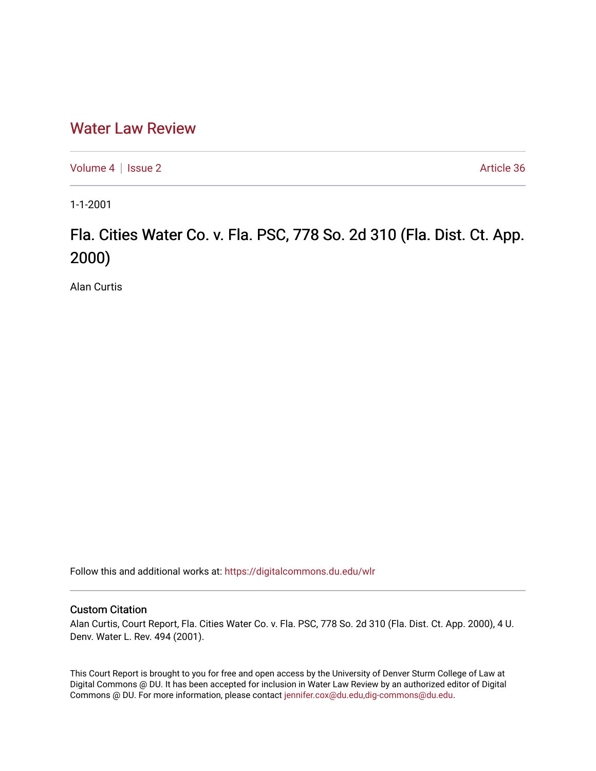# Water Law Review

Volume 4 | Issue 2 Article 36

1-1-2001

## Fla. Cities Water Co. v. Fla. PSC, 778 So. 2d 310 (Fla. Dist. Ct. App. 2000)

Alan Curtis

Follow this and additional works at: https://digitalcommons.du.edu/wlr

### Custom Citation

Alan Curtis, Court Report, Fla. Cities Water Co. v. Fla. PSC, 778 So. 2d 310 (Fla. Dist. Ct. App. 2000), 4 U. Denv. Water L. Rev. 494 (2001).

This Court Report is brought to you for free and open access by the University of Denver Sturm College of Law at Digital Commons @ DU. It has been accepted for inclusion in Water Law Review by an authorized editor of Digital Commons @ DU. For more information, please contact jennifer.cox@du.edu,dig-commons@du.edu.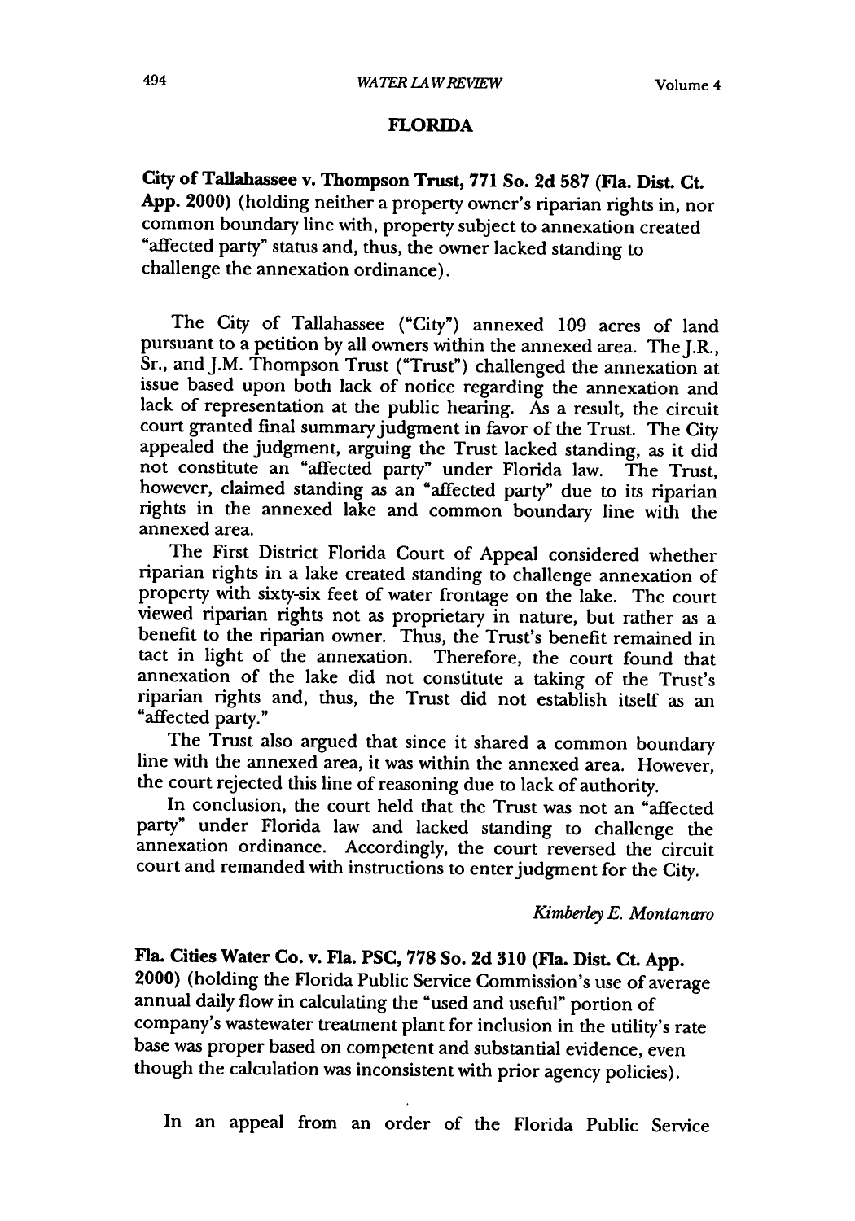## FLORIDA

**City of Tallahassee v. Thompson Trust, 771 So. 2d 587 (Fla. Dist. Ct. App. 2000)** (holding neither a property owner's riparian rights in, nor common boundary line with, property subject to annexation created "affected party" status and, thus, the owner lacked standing to challenge the annexation ordinance).

The City of Tallahassee ("City") annexed 109 acres of land pursuant to a petition by all owners within the annexed area. The J.R., Sr., and J.M. Thompson Trust ("Trust") challenged the annexation at issue based upon both lack of notice regarding the annexation and lack of representation at the public hearing. As a result, the circuit court granted final summary judgment in favor of the Trust. The City appealed the judgment, arguing the Trust lacked standing, as it did not constitute an "affected party" under Florida law. The Trust, however, claimed standing as an "affected party" due to its riparian rights in the annexed lake and common boundary line with the annexed area.

The First District Florida Court of Appeal considered whether riparian rights in a lake created standing to challenge annexation of property with sixty-six feet of water frontage on the lake. The court viewed riparian rights not as proprietary in nature, but rather as a benefit to the riparian owner. Thus, the Trust's benefit remained in tact in light of the annexation. Therefore, the court found that annexation of the lake did not constitute a taking of the Trust's riparian rights and, thus, the Trust did not establish itself as an "affected party."

The Trust also argued that since it shared a common boundary line with the annexed area, it was within the annexed area. However, the court rejected this line of reasoning due to lack of authority.

In conclusion, the court held that the Trust was not an "affected party" under Florida law and lacked standing to challenge the annexation ordinance. Accordingly, the court reversed the circuit court and remanded with instructions to enter judgment for the City.

*Kimberley E. Montanaro*

**Fla. Cities Water Co. v. Fla. PSC, 778 So. 2d 310 (Fla. Dist. Ct. App. 2000)** (holding the Florida Public Service Commission's use of average annual daily flow in calculating the "used and useful" portion of company's wastewater treatment plant for inclusion in the utility's rate base was proper based on competent and substantial evidence, even though the calculation was inconsistent with prior agency policies).

In an appeal from an order of the Florida Public Service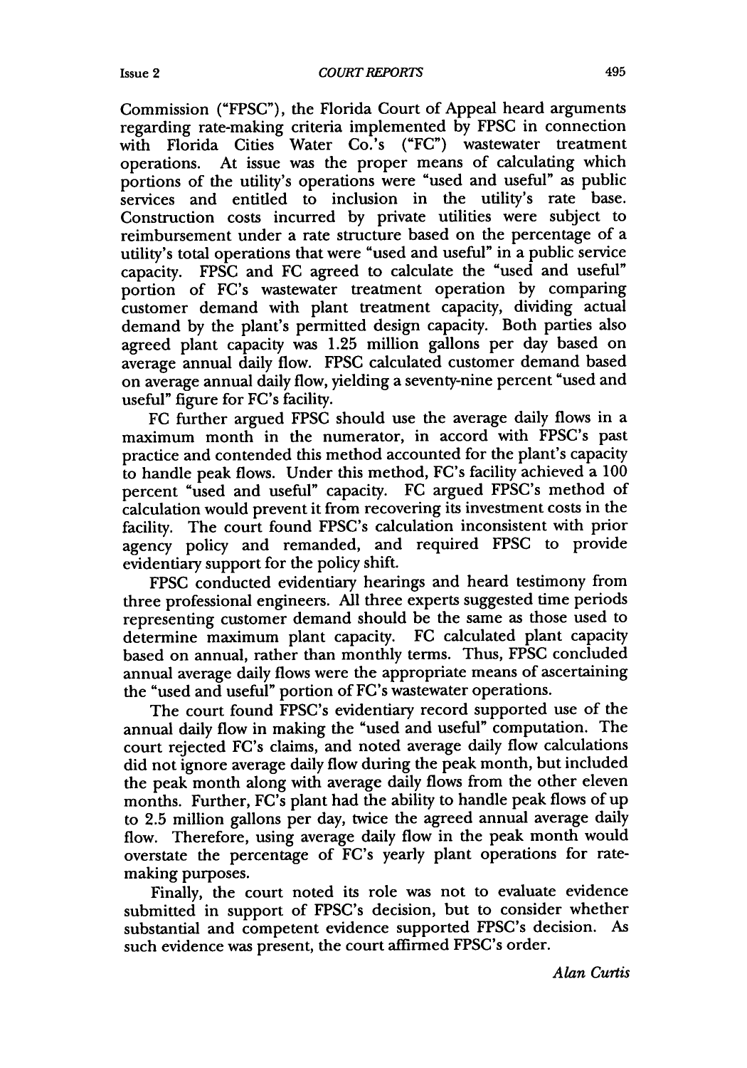Commission ("FPSC"), the Florida Court of Appeal heard arguments regarding rate-making criteria implemented by FPSC in connection with Florida Cities Water Co.'s ("FC") wastewater treatment operations. At issue was the proper means of calculating which portions of the utility's operations were "used and useful" as public services and entitled to inclusion in the utility's rate base. Construction costs incurred by private utilities were subject to reimbursement under a rate structure based on the percentage of a utility's total operations that were "used and useful" in a public service capacity. FPSC and FC agreed to calculate the "used and useful" portion of FC's wastewater treatment operation by comparing customer demand with plant treatment capacity, dividing actual demand by the plant's permitted design capacity. Both parties also agreed plant capacity was 1.25 million gallons per day based on average annual daily flow. FPSC calculated customer demand based on average annual daily flow, yielding a seventy-nine percent "used and useful" figure for FC's facility.

FC further argued FPSC should use the average daily flows in a maximum month in the numerator, in accord with FPSC's past practice and contended this method accounted for the plant's capacity to handle peak flows. Under this method, FC's facility achieved a 100 percent "used and useful" capacity. FC argued FPSC's method of calculation would prevent it from recovering its investment costs in the facility. The court found FPSC's calculation inconsistent with prior agency policy and remanded, and required FPSC to provide evidentiary support for the policy shift.

FPSC conducted evidentiary hearings and heard testimony from three professional engineers. All three experts suggested time periods representing customer demand should be the same as those used to determine maximum plant capacity. FC calculated plant capacity based on annual, rather than monthly terms. Thus, FPSC concluded annual average daily flows were the appropriate means of ascertaining the "used and useful" portion of FC's wastewater operations.

The court found FPSC's evidentiary record supported use of the annual daily flow in making the "used and useful" computation. The court rejected FC's claims, and noted average daily flow calculations did not ignore average daily flow during the peak month, but included the peak month along with average daily flows from the other eleven months. Further, FC's plant had the ability to handle peak flows of up to 2.5 million gallons per day, twice the agreed annual average daily flow. Therefore, using average daily flow in the peak month would overstate the percentage of FC's yearly plant operations for rate-making purposes.

Finally, the court noted its role was not to evaluate evidence submitted in support of FPSC's decision, but to consider whether substantial and competent evidence supported FPSC's decision. As such evidence was present, the court affirmed FPSC's order.

*Alan Curtis*